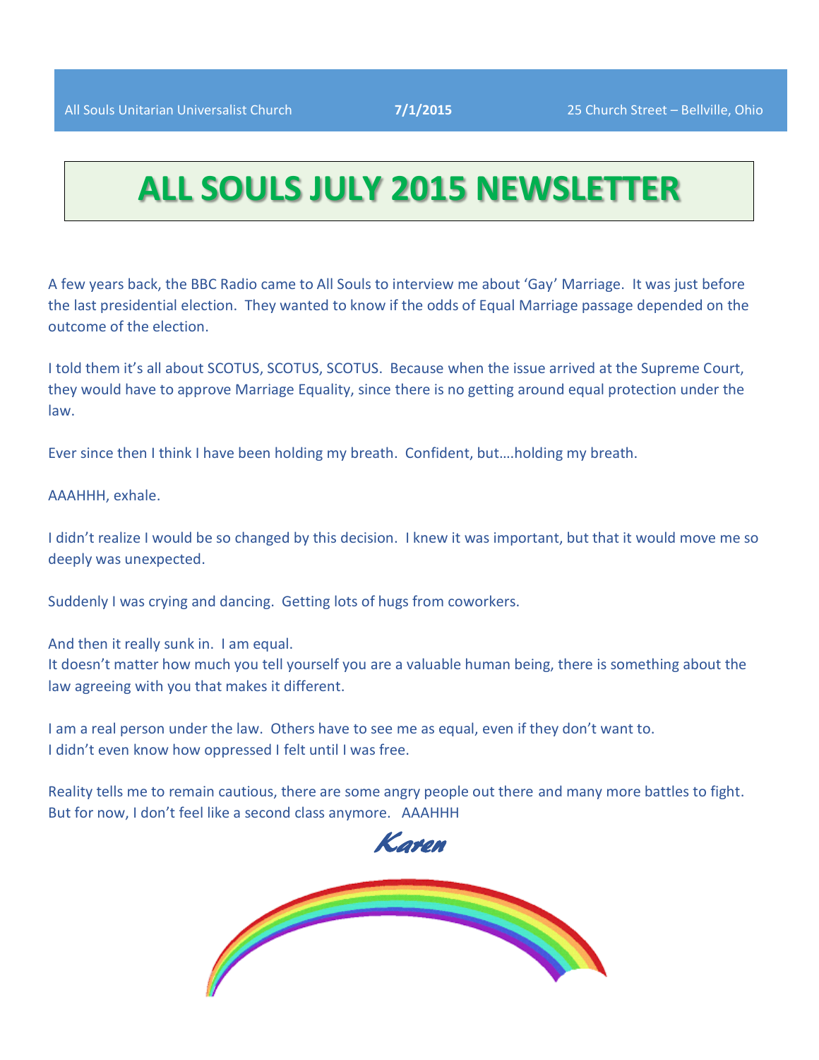All Souls Unitarian Universalist Church **7/1/2015** 25 Church Street – Bellville, Ohio

# ALL SOULS JULY 2015 NEWSLETTER

A few years back, the BBC Radio came to All Souls to interview me about 'Gay' Marriage. It was just before the last presidential election. They wanted to know if the odds of Equal Marriage passage depended on the outcome of the election.

I told them it's all about SCOTUS, SCOTUS, SCOTUS. Because when the issue arrived at the Supreme Court, they would have to approve Marriage Equality, since there is no getting around equal protection under the law.

Ever since then I think I have been holding my breath. Confident, but….holding my breath.

AAAHHH, exhale.

I didn't realize I would be so changed by this decision. I knew it was important, but that it would move me so deeply was unexpected.

Suddenly I was crying and dancing. Getting lots of hugs from coworkers.

And then it really sunk in. I am equal.
It doesn't matter how much you tell yourself you are a valuable human being, there is something about the law agreeing with you that makes it different.

I am a real person under the law. Others have to see me as equal, even if they don't want to.
I didn't even know how oppressed I felt until I was free.

Reality tells me to remain cautious, there are some angry people out there and many more battles to fight. But for now, I don't feel like a second class anymore. AAAHHH

*Karen*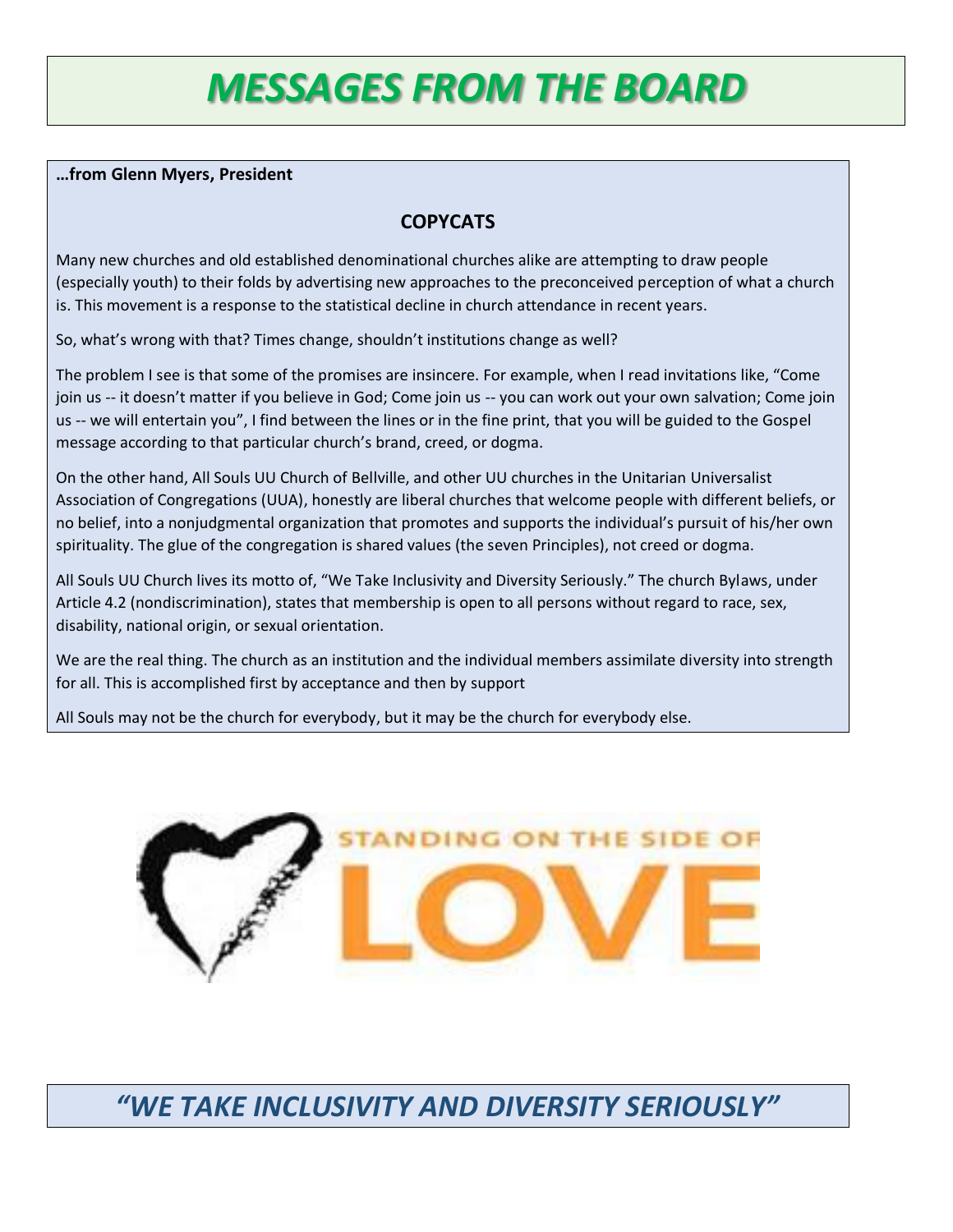# *MESSAGES FROM THE BOARD*

**…from Glenn Myers, President**

## COPYCATS

Many new churches and old established denominational churches alike are attempting to draw people (especially youth) to their folds by advertising new approaches to the preconceived perception of what a church is. This movement is a response to the statistical decline in church attendance in recent years.

So, what's wrong with that? Times change, shouldn't institutions change as well?

The problem I see is that some of the promises are insincere. For example, when I read invitations like, "Come join us -- it doesn't matter if you believe in God; Come join us -- you can work out your own salvation; Come join us -- we will entertain you", I find between the lines or in the fine print, that you will be guided to the Gospel message according to that particular church's brand, creed, or dogma.

On the other hand, All Souls UU Church of Bellville, and other UU churches in the Unitarian Universalist Association of Congregations (UUA), honestly are liberal churches that welcome people with different beliefs, or no belief, into a nonjudgmental organization that promotes and supports the individual's pursuit of his/her own spirituality. The glue of the congregation is shared values (the seven Principles), not creed or dogma.

All Souls UU Church lives its motto of, "We Take Inclusivity and Diversity Seriously." The church Bylaws, under Article 4.2 (nondiscrimination), states that membership is open to all persons without regard to race, sex, disability, national origin, or sexual orientation.

We are the real thing. The church as an institution and the individual members assimilate diversity into strength for all. This is accomplished first by acceptance and then by support

All Souls may not be the church for everybody, but it may be the church for everybody else.

STANDING ON THE SIDE OF LOVE

*"WE TAKE INCLUSIVITY AND DIVERSITY SERIOUSLY"*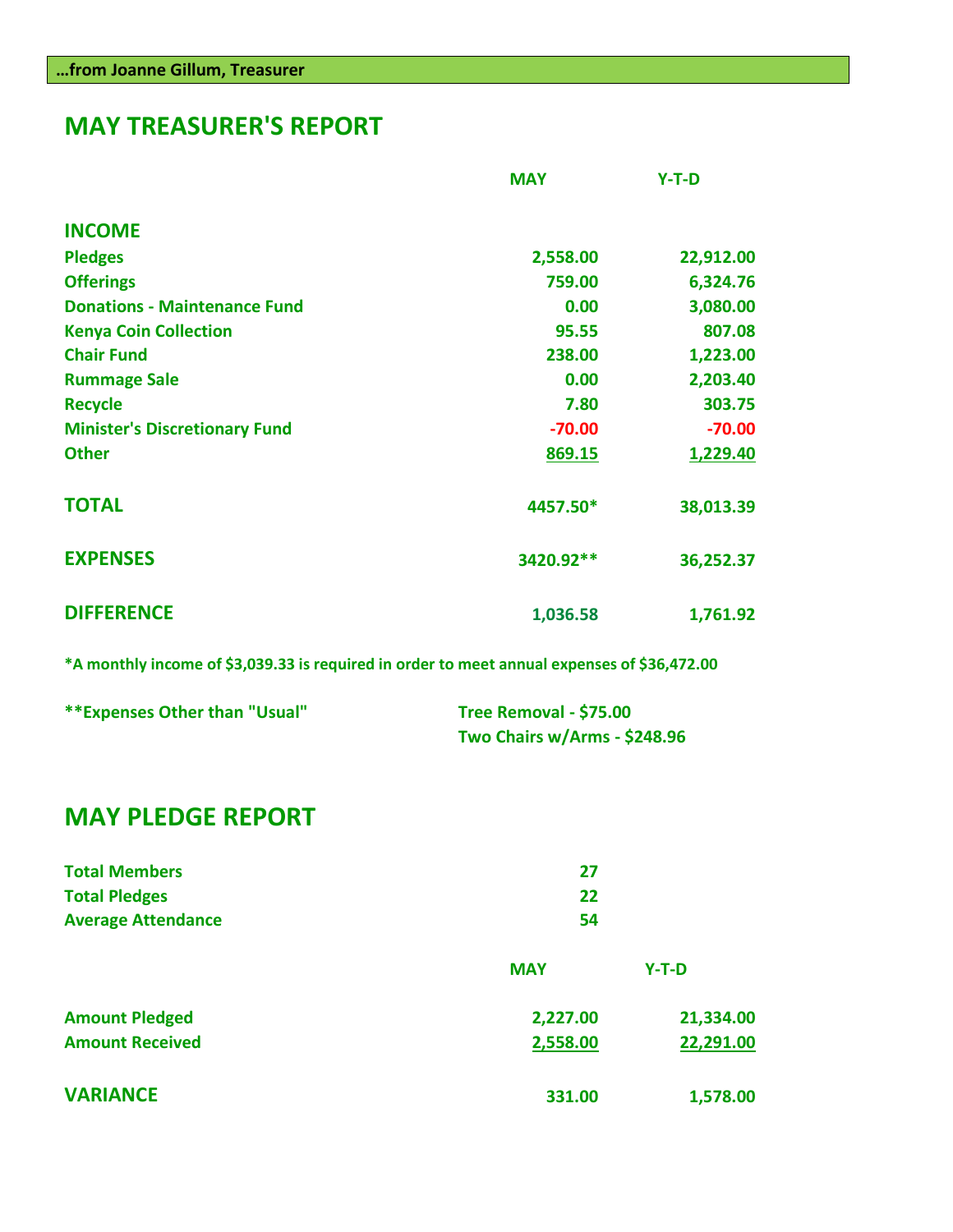**…from Joanne Gillum, Treasurer**

## MAY TREASURER'S REPORT

| | MAY | Y-T-D |
|---|---|---|
| **INCOME** | | |
| Pledges | 2,558.00 | 22,912.00 |
| Offerings | 759.00 | 6,324.76 |
| Donations - Maintenance Fund | 0.00 | 3,080.00 |
| Kenya Coin Collection | 95.55 | 807.08 |
| Chair Fund | 238.00 | 1,223.00 |
| Rummage Sale | 0.00 | 2,203.40 |
| Recycle | 7.80 | 303.75 |
| Minister's Discretionary Fund | -70.00 | -70.00 |
| Other | 869.15 | 1,229.40 |
| **TOTAL** | 4457.50* | 38,013.39 |
| **EXPENSES** | 3420.92** | 36,252.37 |
| **DIFFERENCE** | 1,036.58 | 1,761.92 |

*A monthly income of $3,039.33 is required in order to meet annual expenses of $36,472.00

**Expenses Other than "Usual"

- Tree Removal - $75.00
- Two Chairs w/Arms - $248.96

## MAY PLEDGE REPORT

| | |
|---|---|
| Total Members | 27 |
| Total Pledges | 22 |
| Average Attendance | 54 |

| | MAY | Y-T-D |
|---|---|---|
| Amount Pledged | 2,227.00 | 21,334.00 |
| Amount Received | 2,558.00 | 22,291.00 |
| **VARIANCE** | 331.00 | 1,578.00 |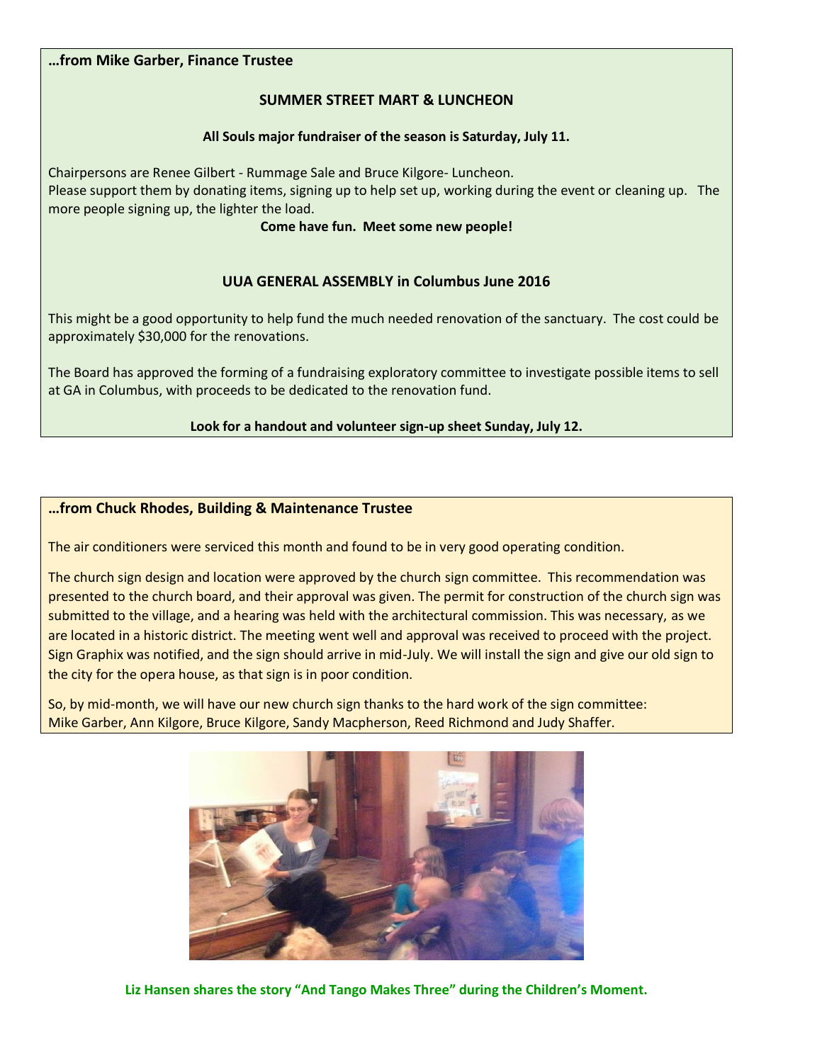**…from Mike Garber, Finance Trustee**

**SUMMER STREET MART & LUNCHEON**

**All Souls major fundraiser of the season is Saturday, July 11.**

Chairpersons are Renee Gilbert - Rummage Sale and Bruce Kilgore- Luncheon.
Please support them by donating items, signing up to help set up, working during the event or cleaning up. The more people signing up, the lighter the load.

**Come have fun. Meet some new people!**

**UUA GENERAL ASSEMBLY in Columbus June 2016**

This might be a good opportunity to help fund the much needed renovation of the sanctuary. The cost could be approximately $30,000 for the renovations.

The Board has approved the forming of a fundraising exploratory committee to investigate possible items to sell at GA in Columbus, with proceeds to be dedicated to the renovation fund.

**Look for a handout and volunteer sign-up sheet Sunday, July 12.**

**…from Chuck Rhodes, Building & Maintenance Trustee**

The air conditioners were serviced this month and found to be in very good operating condition.

The church sign design and location were approved by the church sign committee. This recommendation was presented to the church board, and their approval was given. The permit for construction of the church sign was submitted to the village, and a hearing was held with the architectural commission. This was necessary, as we are located in a historic district. The meeting went well and approval was received to proceed with the project. Sign Graphix was notified, and the sign should arrive in mid-July. We will install the sign and give our old sign to the city for the opera house, as that sign is in poor condition.

So, by mid-month, we will have our new church sign thanks to the hard work of the sign committee:
Mike Garber, Ann Kilgore, Bruce Kilgore, Sandy Macpherson, Reed Richmond and Judy Shaffer.

**Liz Hansen shares the story "And Tango Makes Three" during the Children's Moment.**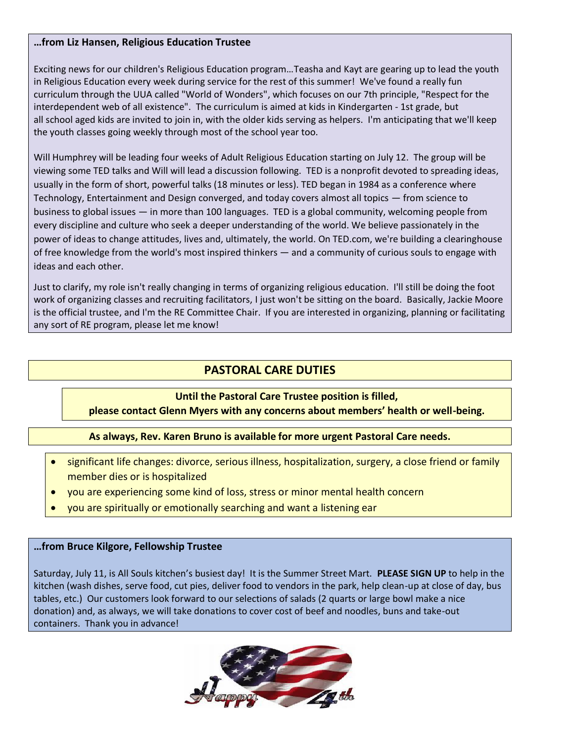**…from Liz Hansen, Religious Education Trustee**

Exciting news for our children's Religious Education program…Teasha and Kayt are gearing up to lead the youth in Religious Education every week during service for the rest of this summer! We've found a really fun curriculum through the UUA called "World of Wonders", which focuses on our 7th principle, "Respect for the interdependent web of all existence". The curriculum is aimed at kids in Kindergarten - 1st grade, but all school aged kids are invited to join in, with the older kids serving as helpers. I'm anticipating that we'll keep the youth classes going weekly through most of the school year too.

Will Humphrey will be leading four weeks of Adult Religious Education starting on July 12. The group will be viewing some TED talks and Will will lead a discussion following. TED is a nonprofit devoted to spreading ideas, usually in the form of short, powerful talks (18 minutes or less). TED began in 1984 as a conference where Technology, Entertainment and Design converged, and today covers almost all topics — from science to business to global issues — in more than 100 languages. TED is a global community, welcoming people from every discipline and culture who seek a deeper understanding of the world. We believe passionately in the power of ideas to change attitudes, lives and, ultimately, the world. On TED.com, we're building a clearinghouse of free knowledge from the world's most inspired thinkers — and a community of curious souls to engage with ideas and each other.

Just to clarify, my role isn't really changing in terms of organizing religious education. I'll still be doing the foot work of organizing classes and recruiting facilitators, I just won't be sitting on the board. Basically, Jackie Moore is the official trustee, and I'm the RE Committee Chair. If you are interested in organizing, planning or facilitating any sort of RE program, please let me know!

## PASTORAL CARE DUTIES

**Until the Pastoral Care Trustee position is filled,**
**please contact Glenn Myers with any concerns about members' health or well-being.**

**As always, Rev. Karen Bruno is available for more urgent Pastoral Care needs.**

- significant life changes: divorce, serious illness, hospitalization, surgery, a close friend or family member dies or is hospitalized
- you are experiencing some kind of loss, stress or minor mental health concern
- you are spiritually or emotionally searching and want a listening ear

**…from Bruce Kilgore, Fellowship Trustee**

Saturday, July 11, is All Souls kitchen's busiest day! It is the Summer Street Mart. **PLEASE SIGN UP** to help in the kitchen (wash dishes, serve food, cut pies, deliver food to vendors in the park, help clean-up at close of day, bus tables, etc.) Our customers look forward to our selections of salads (2 quarts or large bowl make a nice donation) and, as always, we will take donations to cover cost of beef and noodles, buns and take-out containers. Thank you in advance!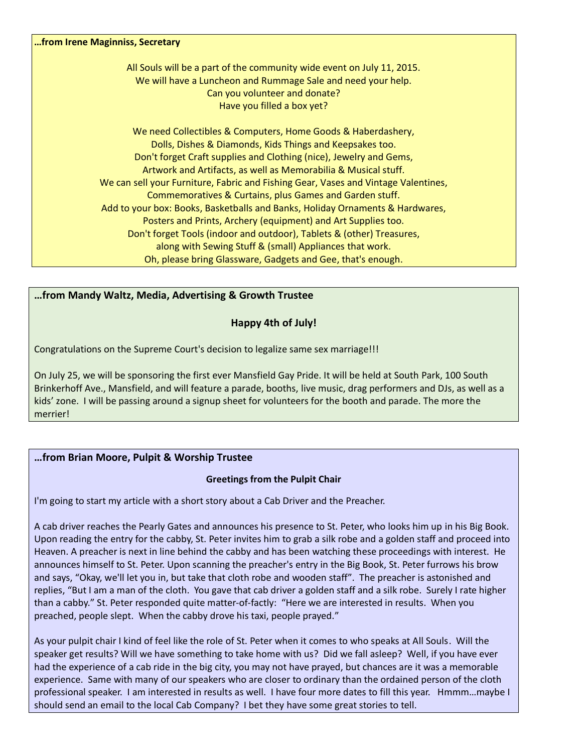**…from Irene Maginniss, Secretary**

All Souls will be a part of the community wide event on July 11, 2015.
We will have a Luncheon and Rummage Sale and need your help.
Can you volunteer and donate?
Have you filled a box yet?

We need Collectibles & Computers, Home Goods & Haberdashery,
Dolls, Dishes & Diamonds, Kids Things and Keepsakes too.
Don't forget Craft supplies and Clothing (nice), Jewelry and Gems,
Artwork and Artifacts, as well as Memorabilia & Musical stuff.
We can sell your Furniture, Fabric and Fishing Gear, Vases and Vintage Valentines,
Commemoratives & Curtains, plus Games and Garden stuff.
Add to your box: Books, Basketballs and Banks, Holiday Ornaments & Hardwares,
Posters and Prints, Archery (equipment) and Art Supplies too.
Don't forget Tools (indoor and outdoor), Tablets & (other) Treasures,
along with Sewing Stuff & (small) Appliances that work.
Oh, please bring Glassware, Gadgets and Gee, that's enough.

**…from Mandy Waltz, Media, Advertising & Growth Trustee**

**Happy 4th of July!**

Congratulations on the Supreme Court's decision to legalize same sex marriage!!!

On July 25, we will be sponsoring the first ever Mansfield Gay Pride. It will be held at South Park, 100 South Brinkerhoff Ave., Mansfield, and will feature a parade, booths, live music, drag performers and DJs, as well as a kids' zone. I will be passing around a signup sheet for volunteers for the booth and parade. The more the merrier!

**…from Brian Moore, Pulpit & Worship Trustee**

**Greetings from the Pulpit Chair**

I'm going to start my article with a short story about a Cab Driver and the Preacher.

A cab driver reaches the Pearly Gates and announces his presence to St. Peter, who looks him up in his Big Book. Upon reading the entry for the cabby, St. Peter invites him to grab a silk robe and a golden staff and proceed into Heaven. A preacher is next in line behind the cabby and has been watching these proceedings with interest. He announces himself to St. Peter. Upon scanning the preacher's entry in the Big Book, St. Peter furrows his brow and says, "Okay, we'll let you in, but take that cloth robe and wooden staff". The preacher is astonished and replies, "But I am a man of the cloth. You gave that cab driver a golden staff and a silk robe. Surely I rate higher than a cabby." St. Peter responded quite matter-of-factly: "Here we are interested in results. When you preached, people slept. When the cabby drove his taxi, people prayed."

As your pulpit chair I kind of feel like the role of St. Peter when it comes to who speaks at All Souls. Will the speaker get results? Will we have something to take home with us? Did we fall asleep? Well, if you have ever had the experience of a cab ride in the big city, you may not have prayed, but chances are it was a memorable experience. Same with many of our speakers who are closer to ordinary than the ordained person of the cloth professional speaker. I am interested in results as well. I have four more dates to fill this year. Hmmm…maybe I should send an email to the local Cab Company? I bet they have some great stories to tell.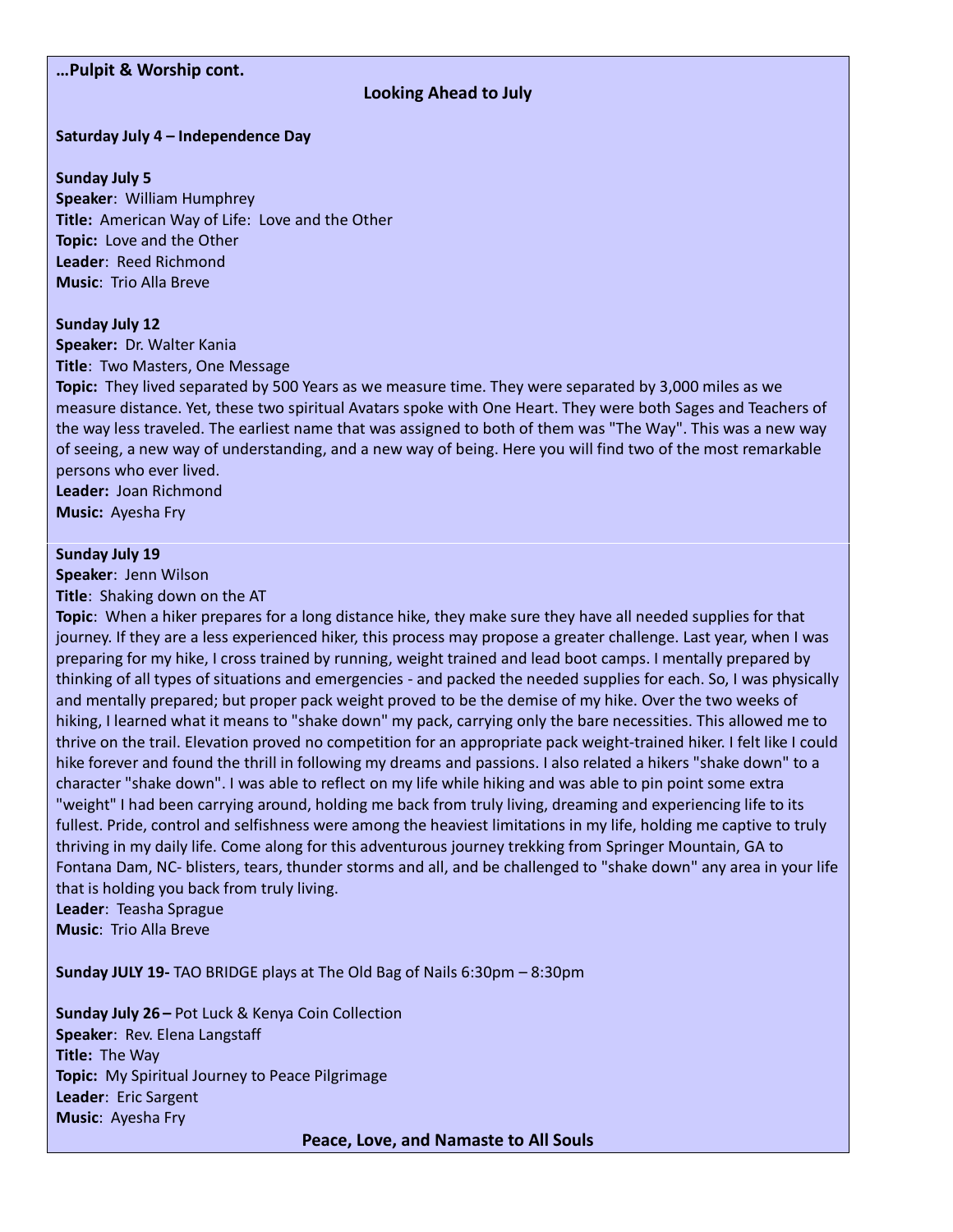**…Pulpit & Worship cont.**

## Looking Ahead to July

**Saturday July 4 – Independence Day**

**Sunday July 5**
**Speaker**: William Humphrey
**Title:** American Way of Life: Love and the Other
**Topic:** Love and the Other
**Leader**: Reed Richmond
**Music**: Trio Alla Breve

**Sunday July 12**
**Speaker:** Dr. Walter Kania
**Title**: Two Masters, One Message
**Topic:** They lived separated by 500 Years as we measure time. They were separated by 3,000 miles as we measure distance. Yet, these two spiritual Avatars spoke with One Heart. They were both Sages and Teachers of the way less traveled. The earliest name that was assigned to both of them was "The Way". This was a new way of seeing, a new way of understanding, and a new way of being. Here you will find two of the most remarkable persons who ever lived.
**Leader:** Joan Richmond
**Music:** Ayesha Fry

**Sunday July 19**
**Speaker**: Jenn Wilson
**Title**: Shaking down on the AT
**Topic**: When a hiker prepares for a long distance hike, they make sure they have all needed supplies for that journey. If they are a less experienced hiker, this process may propose a greater challenge. Last year, when I was preparing for my hike, I cross trained by running, weight trained and lead boot camps. I mentally prepared by thinking of all types of situations and emergencies - and packed the needed supplies for each. So, I was physically and mentally prepared; but proper pack weight proved to be the demise of my hike. Over the two weeks of hiking, I learned what it means to "shake down" my pack, carrying only the bare necessities. This allowed me to thrive on the trail. Elevation proved no competition for an appropriate pack weight-trained hiker. I felt like I could hike forever and found the thrill in following my dreams and passions. I also related a hikers "shake down" to a character "shake down". I was able to reflect on my life while hiking and was able to pin point some extra "weight" I had been carrying around, holding me back from truly living, dreaming and experiencing life to its fullest. Pride, control and selfishness were among the heaviest limitations in my life, holding me captive to truly thriving in my daily life. Come along for this adventurous journey trekking from Springer Mountain, GA to Fontana Dam, NC- blisters, tears, thunder storms and all, and be challenged to "shake down" any area in your life that is holding you back from truly living.
**Leader**: Teasha Sprague
**Music**: Trio Alla Breve

**Sunday JULY 19-** TAO BRIDGE plays at The Old Bag of Nails 6:30pm – 8:30pm

**Sunday July 26 –** Pot Luck & Kenya Coin Collection
**Speaker**: Rev. Elena Langstaff
**Title:** The Way
**Topic:** My Spiritual Journey to Peace Pilgrimage
**Leader**: Eric Sargent
**Music**: Ayesha Fry

**Peace, Love, and Namaste to All Souls**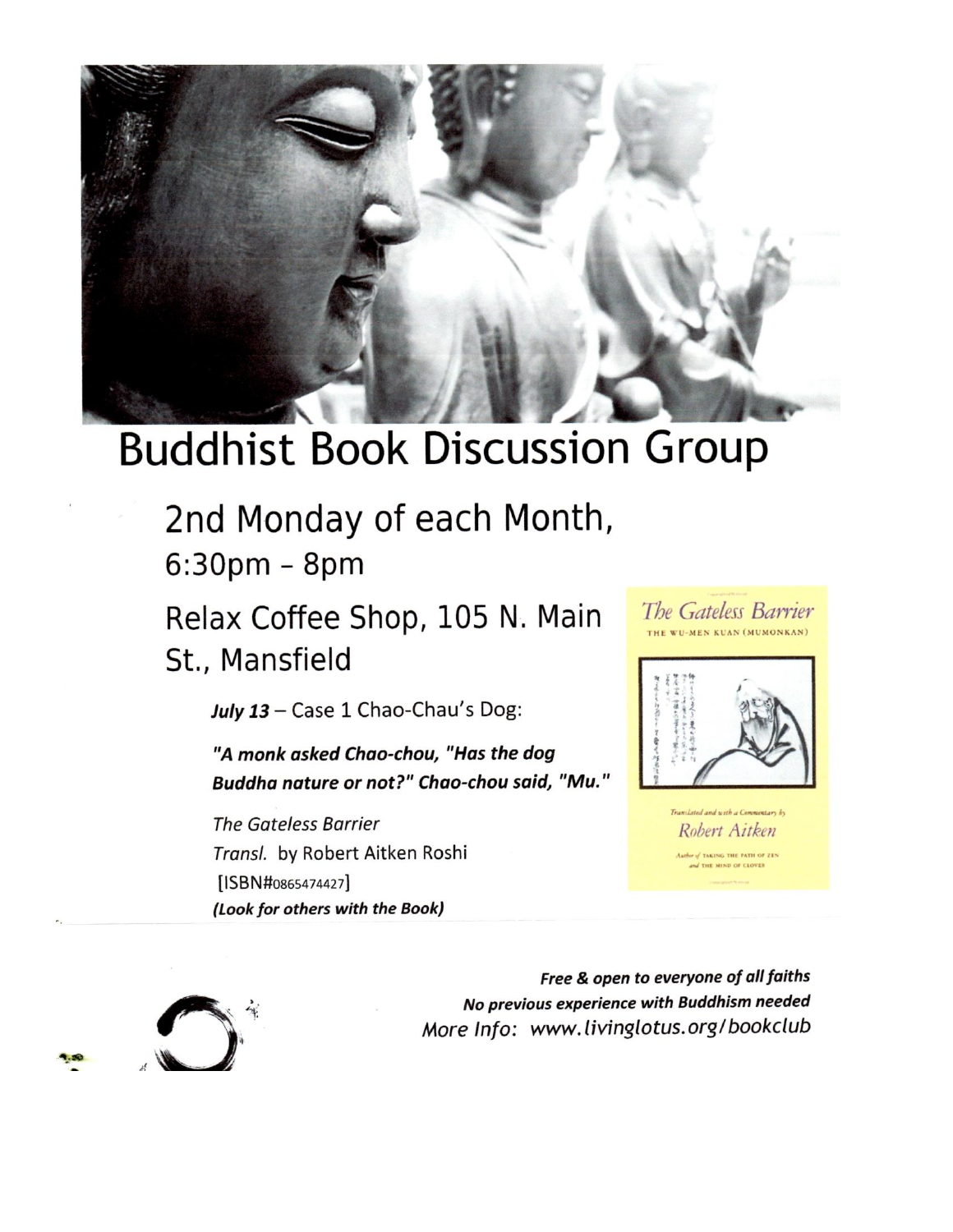# Buddhist Book Discussion Group

## 2nd Monday of each Month,

## 6:30pm – 8pm

## Relax Coffee Shop, 105 N. Main St., Mansfield

***July 13*** – Case 1 Chao-Chau's Dog:

***"A monk asked Chao-chou, "Has the dog Buddha nature or not?" Chao-chou said, "Mu."***

*The Gateless Barrier*
*Transl.* by Robert Aitken Roshi
[ISBN#0865474427]
***(Look for others with the Book)***

*The Gateless Barrier*
THE WU-MEN KUAN (MUMONKAN)

*Translated and with a Commentary by*
*Robert Aitken*
*Author of* TAKING THE PATH OF ZEN *and* THE MIND OF CLOVER

***Free & open to everyone of all faiths***
***No previous experience with Buddhism needed***
*More Info: www.livinglotus.org/bookclub*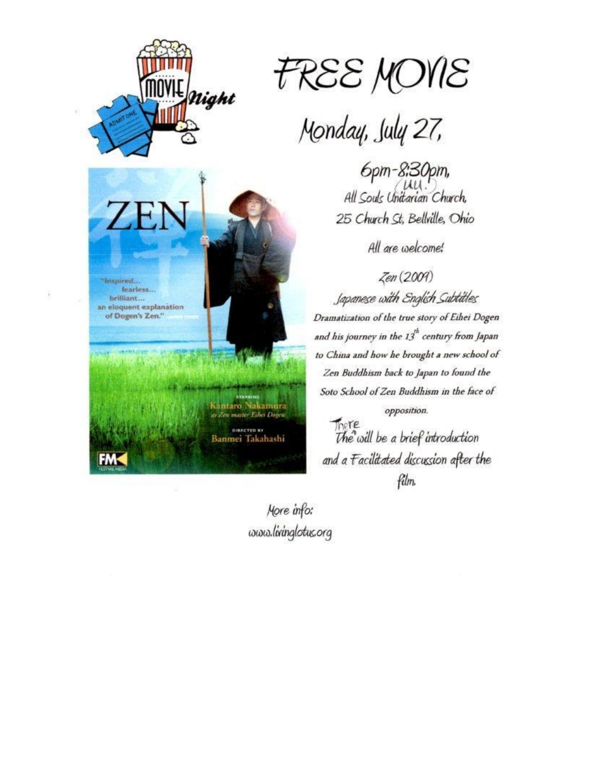# FREE MOVIE

## Monday, July 27,

6pm-8:30pm,

All Souls (UU.) Unitarian Church,

25 Church St, Bellville, Ohio

All are welcome!

Zen (2009)

Japanese with English Subtitles

*Dramatization of the true story of Eihei Dogen and his journey in the 13th century from Japan to China and how he brought a new school of Zen Buddhism back to Japan to found the Soto School of Zen Buddhism in the face of opposition.*

There will be a brief introduction and a Facilitated discussion after the film.

More info:
www.livinglotus.org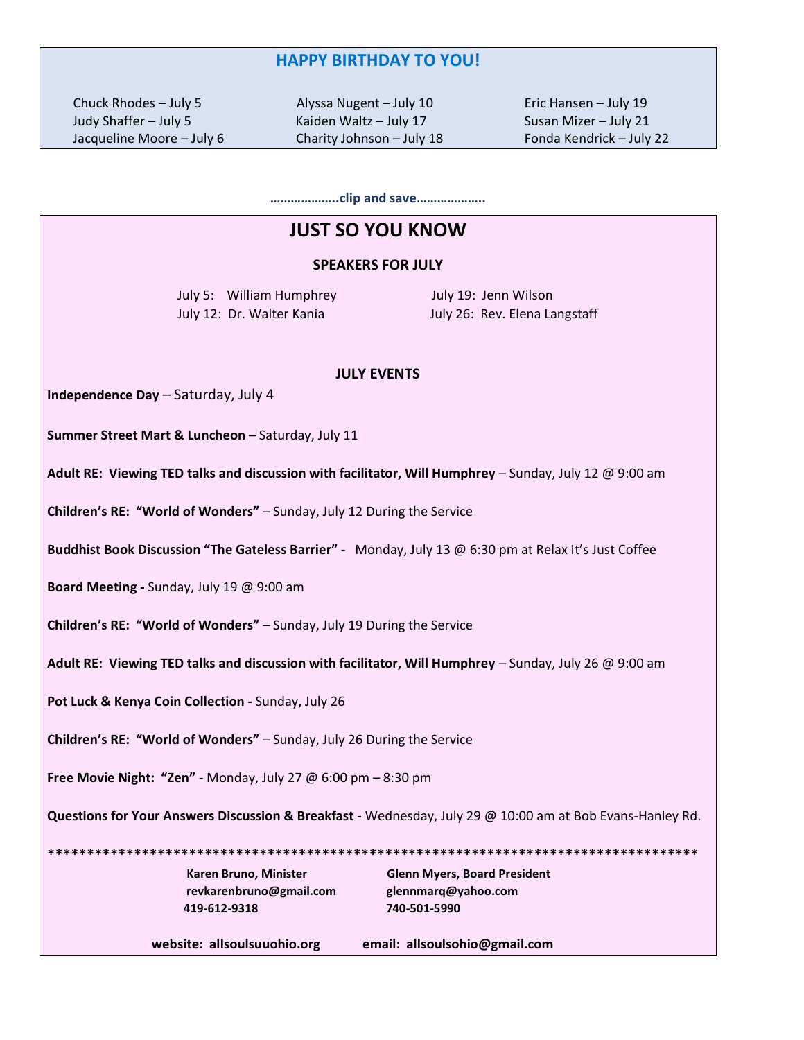## HAPPY BIRTHDAY TO YOU!

Chuck Rhodes – July 5
Judy Shaffer – July 5
Jacqueline Moore – July 6
Alyssa Nugent – July 10
Kaiden Waltz – July 17
Charity Johnson – July 18
Eric Hansen – July 19
Susan Mizer – July 21
Fonda Kendrick – July 22

**………………..clip and save………………..**

# JUST SO YOU KNOW

### SPEAKERS FOR JULY

July 5: William Humphrey
July 12: Dr. Walter Kania
July 19: Jenn Wilson
July 26: Rev. Elena Langstaff

### JULY EVENTS

**Independence Day** – Saturday, July 4

**Summer Street Mart & Luncheon –** Saturday, July 11

**Adult RE: Viewing TED talks and discussion with facilitator, Will Humphrey** – Sunday, July 12 @ 9:00 am

**Children's RE: "World of Wonders"** – Sunday, July 12 During the Service

**Buddhist Book Discussion "The Gateless Barrier" -** Monday, July 13 @ 6:30 pm at Relax It's Just Coffee

**Board Meeting -** Sunday, July 19 @ 9:00 am

**Children's RE: "World of Wonders"** – Sunday, July 19 During the Service

**Adult RE: Viewing TED talks and discussion with facilitator, Will Humphrey** – Sunday, July 26 @ 9:00 am

**Pot Luck & Kenya Coin Collection -** Sunday, July 26

**Children's RE: "World of Wonders"** – Sunday, July 26 During the Service

**Free Movie Night: "Zen" -** Monday, July 27 @ 6:00 pm – 8:30 pm

**Questions for Your Answers Discussion & Breakfast -** Wednesday, July 29 @ 10:00 am at Bob Evans-Hanley Rd.

**************************************************************************************

**Karen Bruno, Minister**
**revkarenbruno@gmail.com**
**419-612-9318**

**Glenn Myers, Board President**
**glennmarq@yahoo.com**
**740-501-5990**

**website: allsoulsuuohio.org** **email: allsoulsohio@gmail.com**